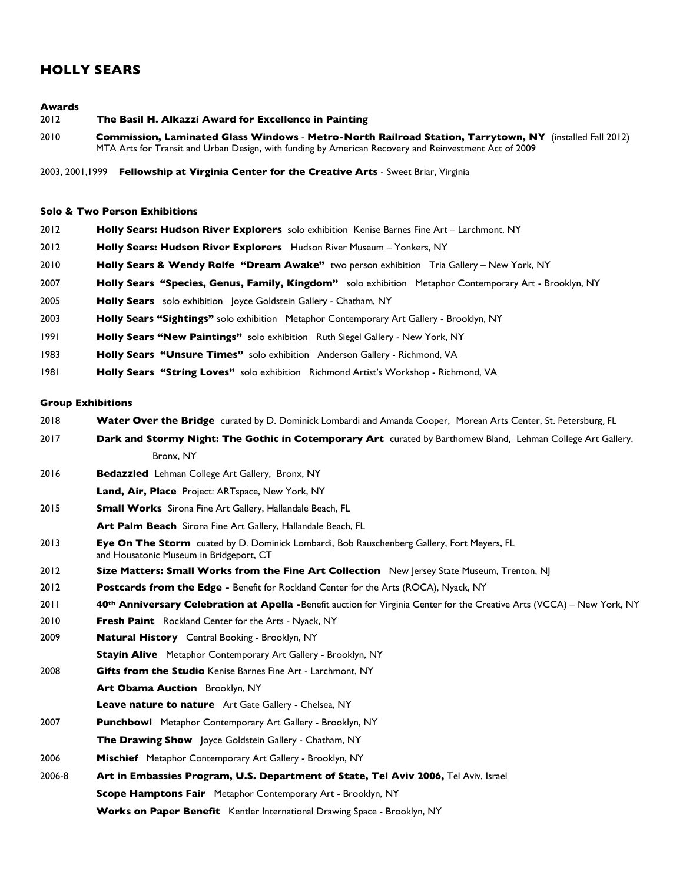# HOLLY SEARS

### Awards

2012 **The Basil H. Alkazzi Award for Excellence in Painting**

2010 **Commission, Laminated Glass Windows - Metro-North Railroad Station, Tarrytown, NY** (installed Fall 2012)
MTA Arts for Transit and Urban Design, with funding by American Recovery and Reinvestment Act of 2009

2003, 2001,1999 **Fellowship at Virginia Center for the Creative Arts** - Sweet Briar, Virginia

### Solo & Two Person Exhibitions

2012 **Holly Sears: Hudson River Explorers** solo exhibition Kenise Barnes Fine Art – Larchmont, NY

2012 **Holly Sears: Hudson River Explorers** Hudson River Museum – Yonkers, NY

2010 **Holly Sears & Wendy Rolfe "Dream Awake"** two person exhibition Tria Gallery – New York, NY

2007 **Holly Sears "Species, Genus, Family, Kingdom"** solo exhibition Metaphor Contemporary Art - Brooklyn, NY

2005 **Holly Sears** solo exhibition Joyce Goldstein Gallery - Chatham, NY

2003 **Holly Sears "Sightings"** solo exhibition Metaphor Contemporary Art Gallery - Brooklyn, NY

1991 **Holly Sears "New Paintings"** solo exhibition Ruth Siegel Gallery - New York, NY

1983 **Holly Sears "Unsure Times"** solo exhibition Anderson Gallery - Richmond, VA

1981 **Holly Sears "String Loves"** solo exhibition Richmond Artist's Workshop - Richmond, VA

### Group Exhibitions

2018 **Water Over the Bridge** curated by D. Dominick Lombardi and Amanda Cooper, Morean Arts Center, St. Petersburg, FL

2017 **Dark and Stormy Night: The Gothic in Cotemporary Art** curated by Barthomew Bland, Lehman College Art Gallery, Bronx, NY

2016 **Bedazzled** Lehman College Art Gallery, Bronx, NY
**Land, Air, Place** Project: ARTspace, New York, NY

2015 **Small Works** Sirona Fine Art Gallery, Hallandale Beach, FL
**Art Palm Beach** Sirona Fine Art Gallery, Hallandale Beach, FL

2013 **Eye On The Storm** cuated by D. Dominick Lombardi, Bob Rauschenberg Gallery, Fort Meyers, FL and Housatonic Museum in Bridgeport, CT

2012 **Size Matters: Small Works from the Fine Art Collection** New Jersey State Museum, Trenton, NJ

2012 **Postcards from the Edge -** Benefit for Rockland Center for the Arts (ROCA), Nyack, NY

2011 **40th Anniversary Celebration at Apella -**Benefit auction for Virginia Center for the Creative Arts (VCCA) – New York, NY

2010 **Fresh Paint** Rockland Center for the Arts - Nyack, NY

2009 **Natural History** Central Booking - Brooklyn, NY
**Stayin Alive** Metaphor Contemporary Art Gallery - Brooklyn, NY

2008 **Gifts from the Studio** Kenise Barnes Fine Art - Larchmont, NY
**Art Obama Auction** Brooklyn, NY
**Leave nature to nature** Art Gate Gallery - Chelsea, NY

2007 **Punchbowl** Metaphor Contemporary Art Gallery - Brooklyn, NY
**The Drawing Show** Joyce Goldstein Gallery - Chatham, NY

2006 **Mischief** Metaphor Contemporary Art Gallery - Brooklyn, NY

2006-8 **Art in Embassies Program, U.S. Department of State, Tel Aviv 2006,** Tel Aviv, Israel
**Scope Hamptons Fair** Metaphor Contemporary Art - Brooklyn, NY
**Works on Paper Benefit** Kentler International Drawing Space - Brooklyn, NY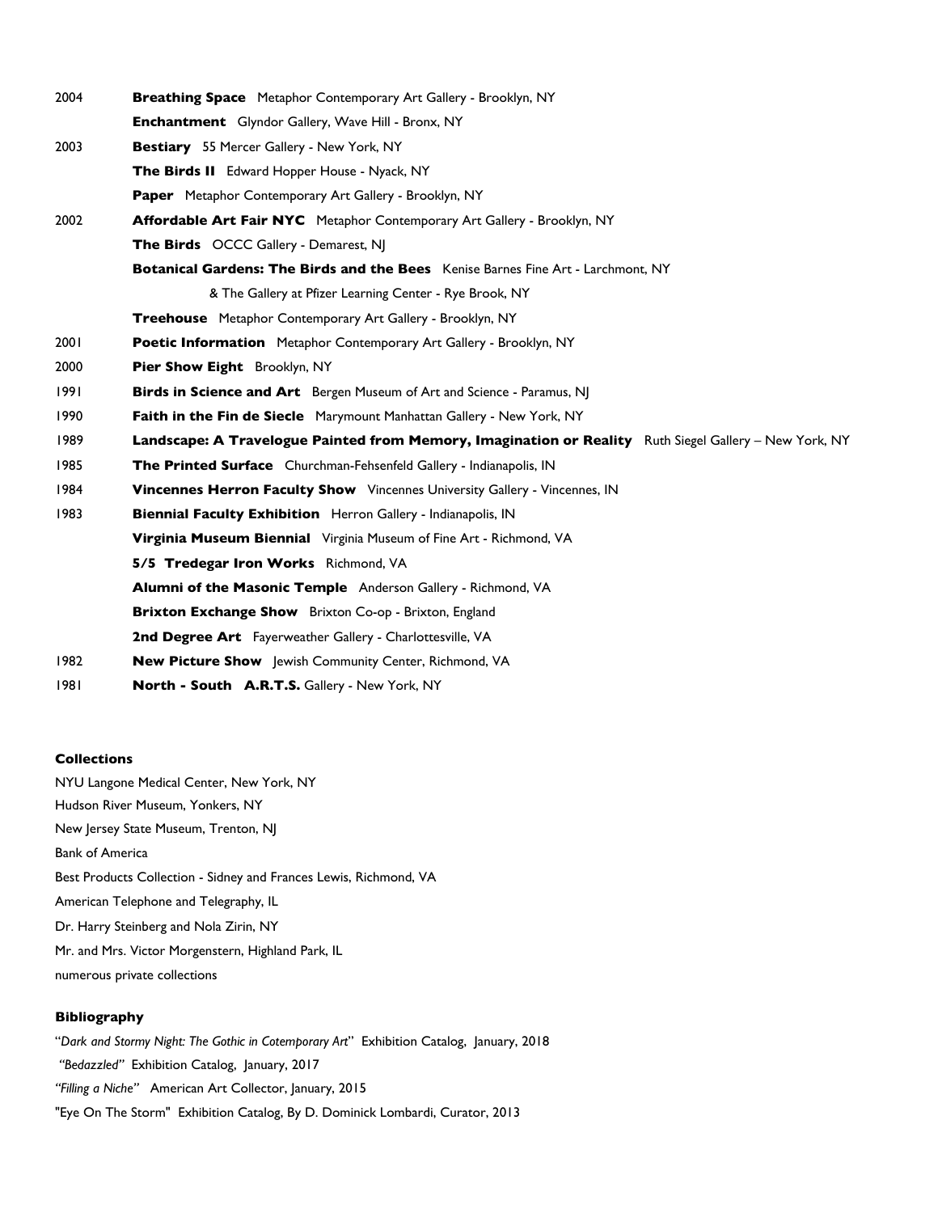2004 **Breathing Space** Metaphor Contemporary Art Gallery - Brooklyn, NY

**Enchantment** Glyndor Gallery, Wave Hill - Bronx, NY

2003 **Bestiary** 55 Mercer Gallery - New York, NY

**The Birds II** Edward Hopper House - Nyack, NY

**Paper** Metaphor Contemporary Art Gallery - Brooklyn, NY

2002 **Affordable Art Fair NYC** Metaphor Contemporary Art Gallery - Brooklyn, NY

**The Birds** OCCC Gallery - Demarest, NJ

**Botanical Gardens: The Birds and the Bees** Kenise Barnes Fine Art - Larchmont, NY
& The Gallery at Pfizer Learning Center - Rye Brook, NY

**Treehouse** Metaphor Contemporary Art Gallery - Brooklyn, NY

2001 **Poetic Information** Metaphor Contemporary Art Gallery - Brooklyn, NY

2000 **Pier Show Eight** Brooklyn, NY

1991 **Birds in Science and Art** Bergen Museum of Art and Science - Paramus, NJ

1990 **Faith in the Fin de Siecle** Marymount Manhattan Gallery - New York, NY

1989 **Landscape: A Travelogue Painted from Memory, Imagination or Reality** Ruth Siegel Gallery – New York, NY

1985 **The Printed Surface** Churchman-Fehsenfeld Gallery - Indianapolis, IN

1984 **Vincennes Herron Faculty Show** Vincennes University Gallery - Vincennes, IN

1983 **Biennial Faculty Exhibition** Herron Gallery - Indianapolis, IN

**Virginia Museum Biennial** Virginia Museum of Fine Art - Richmond, VA

**5/5 Tredegar Iron Works** Richmond, VA

**Alumni of the Masonic Temple** Anderson Gallery - Richmond, VA

**Brixton Exchange Show** Brixton Co-op - Brixton, England

**2nd Degree Art** Fayerweather Gallery - Charlottesville, VA

1982 **New Picture Show** Jewish Community Center, Richmond, VA

1981 **North - South A.R.T.S.** Gallery - New York, NY

**Collections**

NYU Langone Medical Center, New York, NY
Hudson River Museum, Yonkers, NY
New Jersey State Museum, Trenton, NJ
Bank of America
Best Products Collection - Sidney and Frances Lewis, Richmond, VA
American Telephone and Telegraphy, IL
Dr. Harry Steinberg and Nola Zirin, NY
Mr. and Mrs. Victor Morgenstern, Highland Park, IL
numerous private collections

**Bibliography**

"*Dark and Stormy Night: The Gothic in Cotemporary Art*" Exhibition Catalog, January, 2018
*"Bedazzled"* Exhibition Catalog, January, 2017
*"Filling a Niche"* American Art Collector, January, 2015
"Eye On The Storm" Exhibition Catalog, By D. Dominick Lombardi, Curator, 2013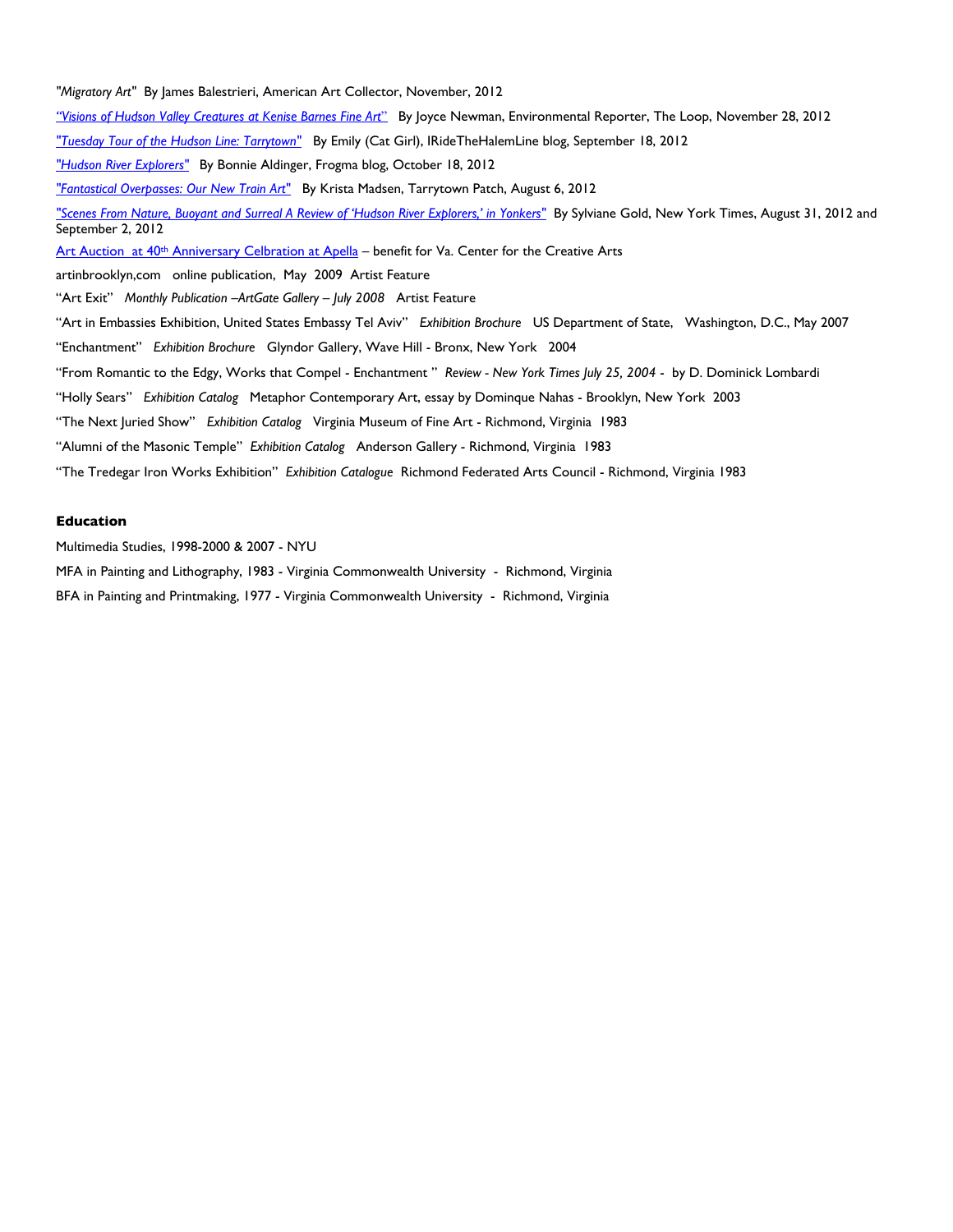"*Migratory Art*" By James Balestrieri, American Art Collector, November, 2012

*"Visions of Hudson Valley Creatures at Kenise Barnes Fine Art"* By Joyce Newman, Environmental Reporter, The Loop, November 28, 2012

*"Tuesday Tour of the Hudson Line: Tarrytown"* By Emily (Cat Girl), IRideTheHalemLine blog, September 18, 2012

*"Hudson River Explorers"* By Bonnie Aldinger, Frogma blog, October 18, 2012

*"Fantastical Overpasses: Our New Train Art"* By Krista Madsen, Tarrytown Patch, August 6, 2012

*"Scenes From Nature, Buoyant and Surreal A Review of 'Hudson River Explorers,' in Yonkers"* By Sylviane Gold, New York Times, August 31, 2012 and September 2, 2012

Art Auction at 40th Anniversary Celbration at Apella – benefit for Va. Center for the Creative Arts

artinbrooklyn,com online publication, May 2009 Artist Feature

"Art Exit" *Monthly Publication –ArtGate Gallery – July 2008* Artist Feature

"Art in Embassies Exhibition, United States Embassy Tel Aviv" *Exhibition Brochure* US Department of State, Washington, D.C., May 2007

"Enchantment" *Exhibition Brochure* Glyndor Gallery, Wave Hill - Bronx, New York 2004

"From Romantic to the Edgy, Works that Compel - Enchantment " *Review - New York Times July 25, 2004* - by D. Dominick Lombardi

"Holly Sears" *Exhibition Catalog* Metaphor Contemporary Art, essay by Dominque Nahas - Brooklyn, New York 2003

"The Next Juried Show" *Exhibition Catalog* Virginia Museum of Fine Art - Richmond, Virginia 1983

"Alumni of the Masonic Temple" *Exhibition Catalog* Anderson Gallery - Richmond, Virginia 1983

"The Tredegar Iron Works Exhibition" *Exhibition Catalogue* Richmond Federated Arts Council - Richmond, Virginia 1983

**Education**

Multimedia Studies, 1998-2000 & 2007 - NYU

MFA in Painting and Lithography, 1983 - Virginia Commonwealth University - Richmond, Virginia

BFA in Painting and Printmaking, 1977 - Virginia Commonwealth University - Richmond, Virginia